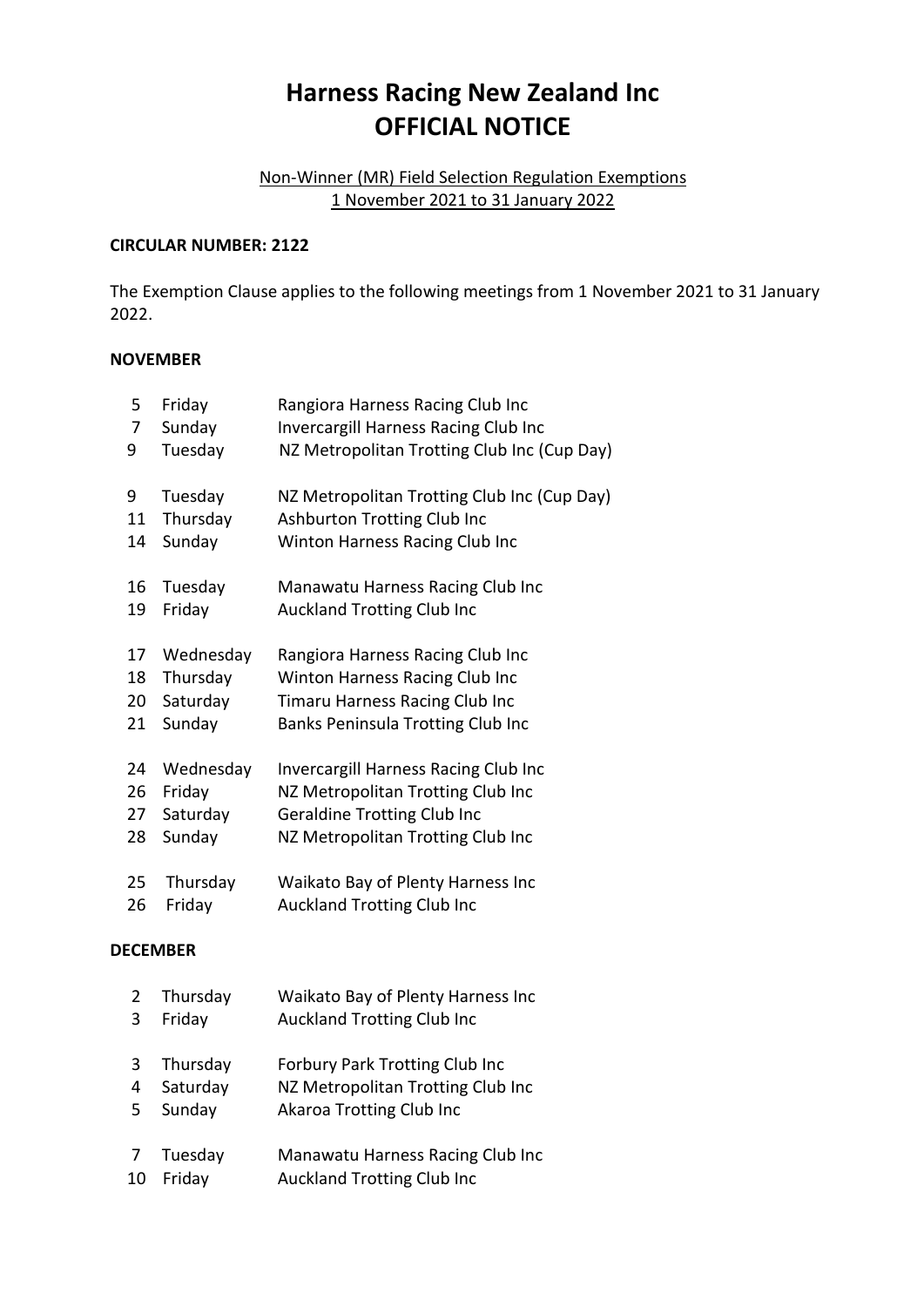# Harness Racing New Zealand Inc
# OFFICIAL NOTICE

Non-Winner (MR) Field Selection Regulation Exemptions
1 November 2021 to 31 January 2022

**CIRCULAR NUMBER: 2122**

The Exemption Clause applies to the following meetings from 1 November 2021 to 31 January 2022.

**NOVEMBER**

| | | |
|---|---|---|
| 5 | Friday | Rangiora Harness Racing Club Inc |
| 7 | Sunday | Invercargill Harness Racing Club Inc |
| 9 | Tuesday | NZ Metropolitan Trotting Club Inc (Cup Day) |

| | | |
|---|---|---|
| 9 | Tuesday | NZ Metropolitan Trotting Club Inc (Cup Day) |
| 11 | Thursday | Ashburton Trotting Club Inc |
| 14 | Sunday | Winton Harness Racing Club Inc |

| | | |
|---|---|---|
| 16 | Tuesday | Manawatu Harness Racing Club Inc |
| 19 | Friday | Auckland Trotting Club Inc |

| | | |
|---|---|---|
| 17 | Wednesday | Rangiora Harness Racing Club Inc |
| 18 | Thursday | Winton Harness Racing Club Inc |
| 20 | Saturday | Timaru Harness Racing Club Inc |
| 21 | Sunday | Banks Peninsula Trotting Club Inc |

| | | |
|---|---|---|
| 24 | Wednesday | Invercargill Harness Racing Club Inc |
| 26 | Friday | NZ Metropolitan Trotting Club Inc |
| 27 | Saturday | Geraldine Trotting Club Inc |
| 28 | Sunday | NZ Metropolitan Trotting Club Inc |

| | | |
|---|---|---|
| 25 | Thursday | Waikato Bay of Plenty Harness Inc |
| 26 | Friday | Auckland Trotting Club Inc |

**DECEMBER**

| | | |
|---|---|---|
| 2 | Thursday | Waikato Bay of Plenty Harness Inc |
| 3 | Friday | Auckland Trotting Club Inc |

| | | |
|---|---|---|
| 3 | Thursday | Forbury Park Trotting Club Inc |
| 4 | Saturday | NZ Metropolitan Trotting Club Inc |
| 5 | Sunday | Akaroa Trotting Club Inc |

| | | |
|---|---|---|
| 7 | Tuesday | Manawatu Harness Racing Club Inc |
| 10 | Friday | Auckland Trotting Club Inc |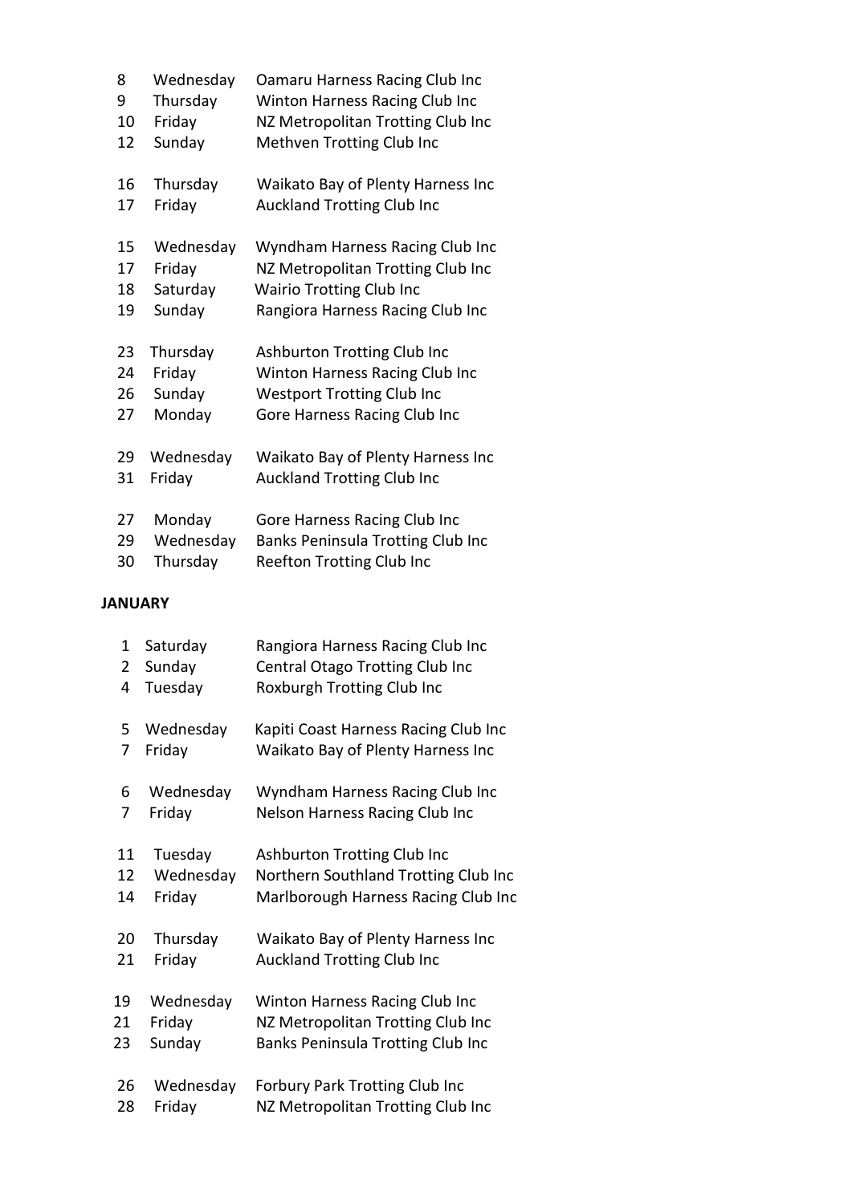| | | |
|---|---|---|
| 8 | Wednesday | Oamaru Harness Racing Club Inc |
| 9 | Thursday | Winton Harness Racing Club Inc |
| 10 | Friday | NZ Metropolitan Trotting Club Inc |
| 12 | Sunday | Methven Trotting Club Inc |
| | | |
| 16 | Thursday | Waikato Bay of Plenty Harness Inc |
| 17 | Friday | Auckland Trotting Club Inc |
| | | |
| 15 | Wednesday | Wyndham Harness Racing Club Inc |
| 17 | Friday | NZ Metropolitan Trotting Club Inc |
| 18 | Saturday | Wairio Trotting Club Inc |
| 19 | Sunday | Rangiora Harness Racing Club Inc |
| | | |
| 23 | Thursday | Ashburton Trotting Club Inc |
| 24 | Friday | Winton Harness Racing Club Inc |
| 26 | Sunday | Westport Trotting Club Inc |
| 27 | Monday | Gore Harness Racing Club Inc |
| | | |
| 29 | Wednesday | Waikato Bay of Plenty Harness Inc |
| 31 | Friday | Auckland Trotting Club Inc |
| | | |
| 27 | Monday | Gore Harness Racing Club Inc |
| 29 | Wednesday | Banks Peninsula Trotting Club Inc |
| 30 | Thursday | Reefton Trotting Club Inc |

**JANUARY**

| | | |
|---|---|---|
| 1 | Saturday | Rangiora Harness Racing Club Inc |
| 2 | Sunday | Central Otago Trotting Club Inc |
| 4 | Tuesday | Roxburgh Trotting Club Inc |
| | | |
| 5 | Wednesday | Kapiti Coast Harness Racing Club Inc |
| 7 | Friday | Waikato Bay of Plenty Harness Inc |
| | | |
| 6 | Wednesday | Wyndham Harness Racing Club Inc |
| 7 | Friday | Nelson Harness Racing Club Inc |
| | | |
| 11 | Tuesday | Ashburton Trotting Club Inc |
| 12 | Wednesday | Northern Southland Trotting Club Inc |
| 14 | Friday | Marlborough Harness Racing Club Inc |
| | | |
| 20 | Thursday | Waikato Bay of Plenty Harness Inc |
| 21 | Friday | Auckland Trotting Club Inc |
| | | |
| 19 | Wednesday | Winton Harness Racing Club Inc |
| 21 | Friday | NZ Metropolitan Trotting Club Inc |
| 23 | Sunday | Banks Peninsula Trotting Club Inc |
| | | |
| 26 | Wednesday | Forbury Park Trotting Club Inc |
| 28 | Friday | NZ Metropolitan Trotting Club Inc |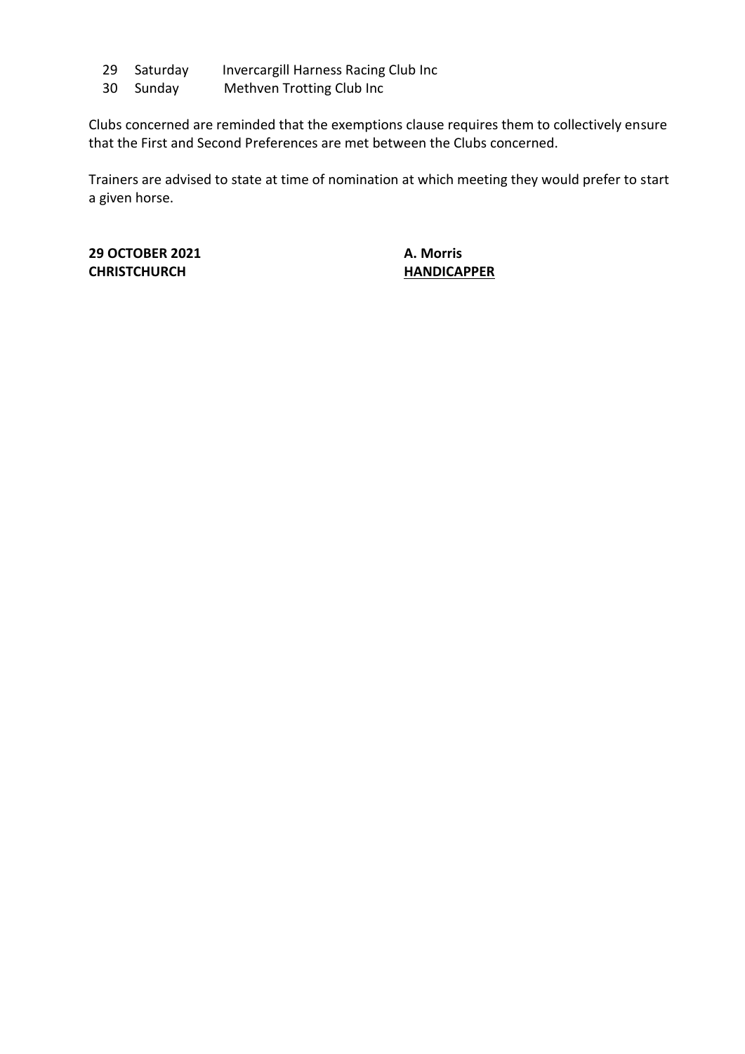| | | |
|---|---|---|
| 29 | Saturday | Invercargill Harness Racing Club Inc |
| 30 | Sunday | Methven Trotting Club Inc |

Clubs concerned are reminded that the exemptions clause requires them to collectively ensure that the First and Second Preferences are met between the Clubs concerned.

Trainers are advised to state at time of nomination at which meeting they would prefer to start a given horse.

**29 OCTOBER 2021**
**CHRISTCHURCH**

**A. Morris**
**HANDICAPPER**